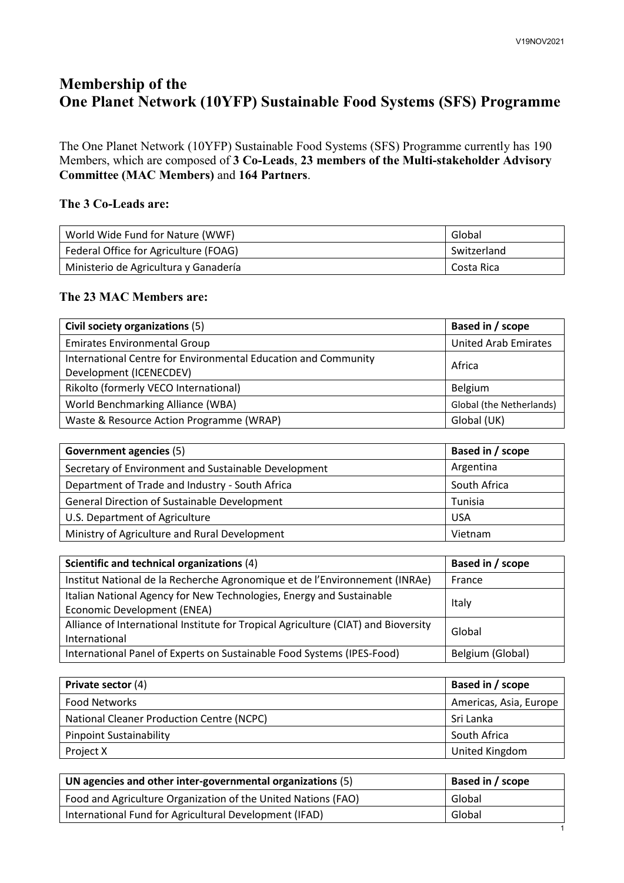# Membership of the One Planet Network (10YFP) Sustainable Food Systems (SFS) Programme

The One Planet Network (10YFP) Sustainable Food Systems (SFS) Programme currently has 190 Members, which are composed of **3 Co-Leads**, **23 members of the Multi-stakeholder Advisory Committee (MAC Members)** and **164 Partners**.

### The 3 Co-Leads are:

| | |
|---|---|
| World Wide Fund for Nature (WWF) | Global |
| Federal Office for Agriculture (FOAG) | Switzerland |
| Ministerio de Agricultura y Ganadería | Costa Rica |

### The 23 MAC Members are:

| **Civil society organizations** (5) | **Based in / scope** |
|---|---|
| Emirates Environmental Group | United Arab Emirates |
| International Centre for Environmental Education and Community Development (ICENECDEV) | Africa |
| Rikolto (formerly VECO International) | Belgium |
| World Benchmarking Alliance (WBA) | Global (the Netherlands) |
| Waste & Resource Action Programme (WRAP) | Global (UK) |

| **Government agencies** (5) | **Based in / scope** |
|---|---|
| Secretary of Environment and Sustainable Development | Argentina |
| Department of Trade and Industry - South Africa | South Africa |
| General Direction of Sustainable Development | Tunisia |
| U.S. Department of Agriculture | USA |
| Ministry of Agriculture and Rural Development | Vietnam |

| **Scientific and technical organizations** (4) | **Based in / scope** |
|---|---|
| Institut National de la Recherche Agronomique et de l'Environnement (INRAe) | France |
| Italian National Agency for New Technologies, Energy and Sustainable Economic Development (ENEA) | Italy |
| Alliance of International Institute for Tropical Agriculture (CIAT) and Bioversity International | Global |
| International Panel of Experts on Sustainable Food Systems (IPES-Food) | Belgium (Global) |

| **Private sector** (4) | **Based in / scope** |
|---|---|
| Food Networks | Americas, Asia, Europe |
| National Cleaner Production Centre (NCPC) | Sri Lanka |
| Pinpoint Sustainability | South Africa |
| Project X | United Kingdom |

| **UN agencies and other inter-governmental organizations** (5) | **Based in / scope** |
|---|---|
| Food and Agriculture Organization of the United Nations (FAO) | Global |
| International Fund for Agricultural Development (IFAD) | Global |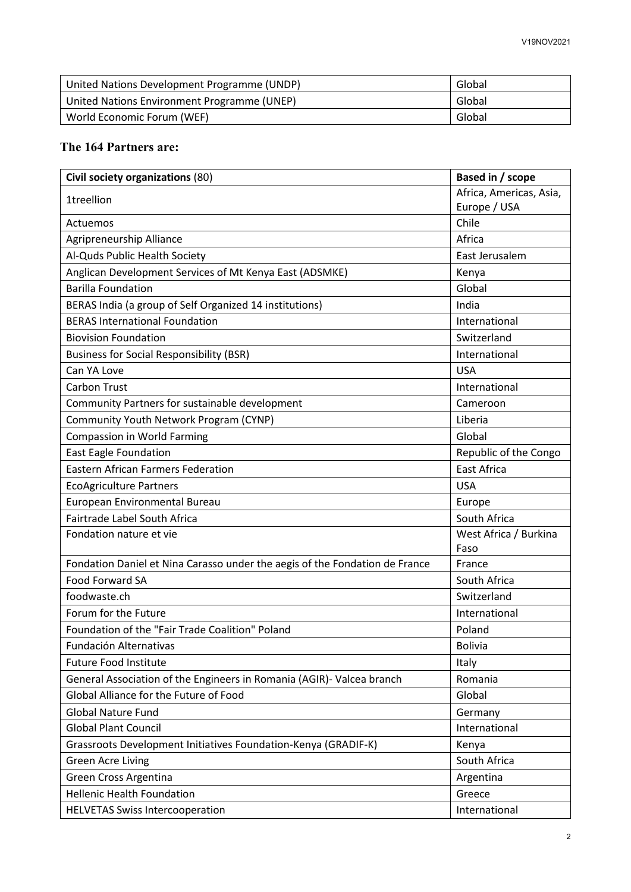| United Nations Development Programme (UNDP) | Global |
| --- | --- |
| United Nations Environment Programme (UNEP) | Global |
| World Economic Forum (WEF) | Global |

## The 164 Partners are:

| **Civil society organizations** (80) | **Based in / scope** |
| --- | --- |
| 1treellion | Africa, Americas, Asia, Europe / USA |
| Actuemos | Chile |
| Agripreneurship Alliance | Africa |
| Al-Quds Public Health Society | East Jerusalem |
| Anglican Development Services of Mt Kenya East (ADSMKE) | Kenya |
| Barilla Foundation | Global |
| BERAS India (a group of Self Organized 14 institutions) | India |
| BERAS International Foundation | International |
| Biovision Foundation | Switzerland |
| Business for Social Responsibility (BSR) | International |
| Can YA Love | USA |
| Carbon Trust | International |
| Community Partners for sustainable development | Cameroon |
| Community Youth Network Program (CYNP) | Liberia |
| Compassion in World Farming | Global |
| East Eagle Foundation | Republic of the Congo |
| Eastern African Farmers Federation | East Africa |
| EcoAgriculture Partners | USA |
| European Environmental Bureau | Europe |
| Fairtrade Label South Africa | South Africa |
| Fondation nature et vie | West Africa / Burkina Faso |
| Fondation Daniel et Nina Carasso under the aegis of the Fondation de France | France |
| Food Forward SA | South Africa |
| foodwaste.ch | Switzerland |
| Forum for the Future | International |
| Foundation of the "Fair Trade Coalition" Poland | Poland |
| Fundación Alternativas | Bolivia |
| Future Food Institute | Italy |
| General Association of the Engineers in Romania (AGIR)- Valcea branch | Romania |
| Global Alliance for the Future of Food | Global |
| Global Nature Fund | Germany |
| Global Plant Council | International |
| Grassroots Development Initiatives Foundation-Kenya (GRADIF-K) | Kenya |
| Green Acre Living | South Africa |
| Green Cross Argentina | Argentina |
| Hellenic Health Foundation | Greece |
| HELVETAS Swiss Intercooperation | International |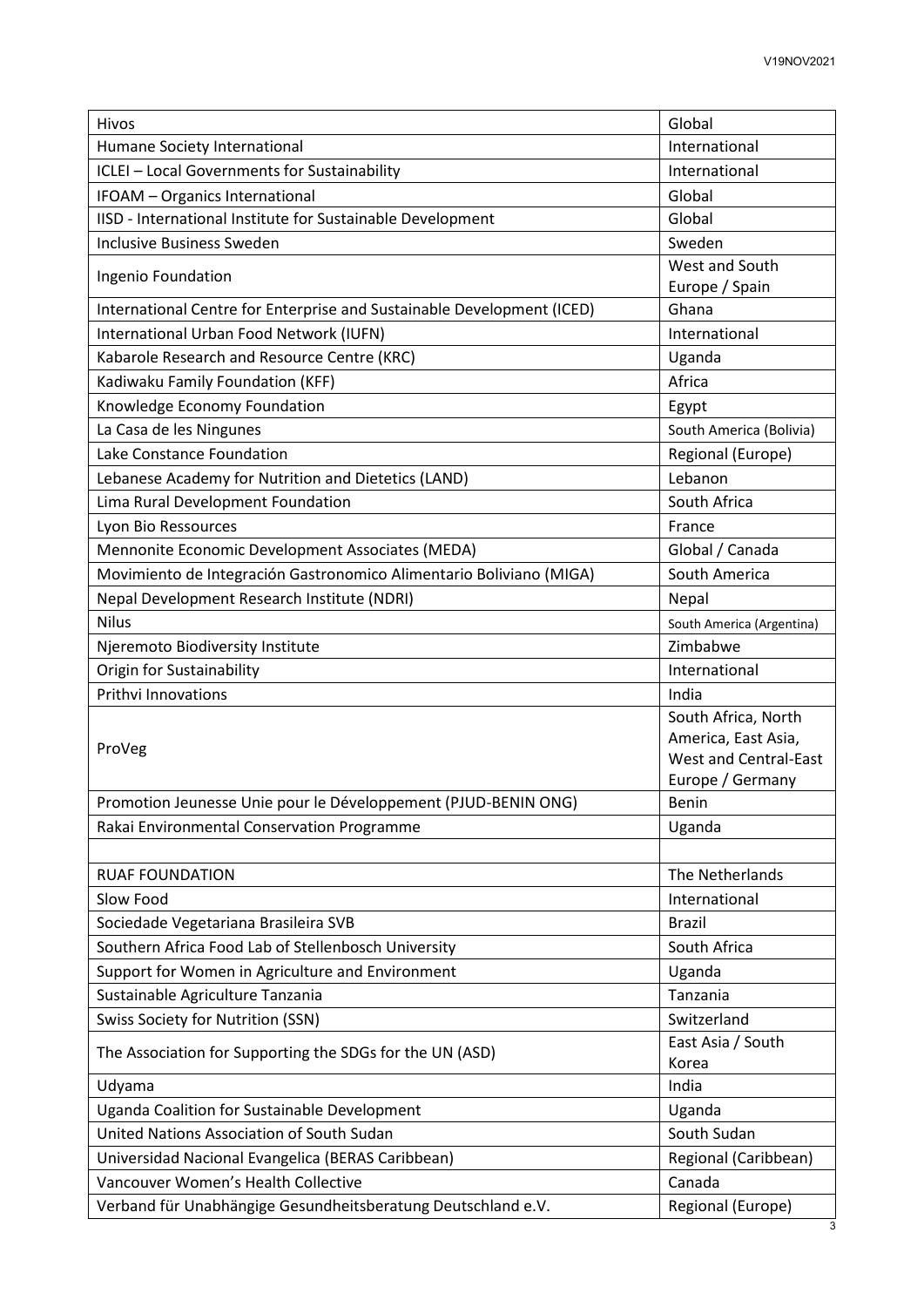| | |
|---|---|
| Hivos | Global |
| Humane Society International | International |
| ICLEI – Local Governments for Sustainability | International |
| IFOAM – Organics International | Global |
| IISD - International Institute for Sustainable Development | Global |
| Inclusive Business Sweden | Sweden |
| Ingenio Foundation | West and South Europe / Spain |
| International Centre for Enterprise and Sustainable Development (ICED) | Ghana |
| International Urban Food Network (IUFN) | International |
| Kabarole Research and Resource Centre (KRC) | Uganda |
| Kadiwaku Family Foundation (KFF) | Africa |
| Knowledge Economy Foundation | Egypt |
| La Casa de les Ningunes | South America (Bolivia) |
| Lake Constance Foundation | Regional (Europe) |
| Lebanese Academy for Nutrition and Dietetics (LAND) | Lebanon |
| Lima Rural Development Foundation | South Africa |
| Lyon Bio Ressources | France |
| Mennonite Economic Development Associates (MEDA) | Global / Canada |
| Movimiento de Integración Gastronomico Alimentario Boliviano (MIGA) | South America |
| Nepal Development Research Institute (NDRI) | Nepal |
| Nilus | South America (Argentina) |
| Njeremoto Biodiversity Institute | Zimbabwe |
| Origin for Sustainability | International |
| Prithvi Innovations | India |
| ProVeg | South Africa, North America, East Asia, West and Central-East Europe / Germany |
| Promotion Jeunesse Unie pour le Développement (PJUD-BENIN ONG) | Benin |
| Rakai Environmental Conservation Programme | Uganda |
| | |
| RUAF FOUNDATION | The Netherlands |
| Slow Food | International |
| Sociedade Vegetariana Brasileira SVB | Brazil |
| Southern Africa Food Lab of Stellenbosch University | South Africa |
| Support for Women in Agriculture and Environment | Uganda |
| Sustainable Agriculture Tanzania | Tanzania |
| Swiss Society for Nutrition (SSN) | Switzerland |
| The Association for Supporting the SDGs for the UN (ASD) | East Asia / South Korea |
| Udyama | India |
| Uganda Coalition for Sustainable Development | Uganda |
| United Nations Association of South Sudan | South Sudan |
| Universidad Nacional Evangelica (BERAS Caribbean) | Regional (Caribbean) |
| Vancouver Women's Health Collective | Canada |
| Verband für Unabhängige Gesundheitsberatung Deutschland e.V. | Regional (Europe) |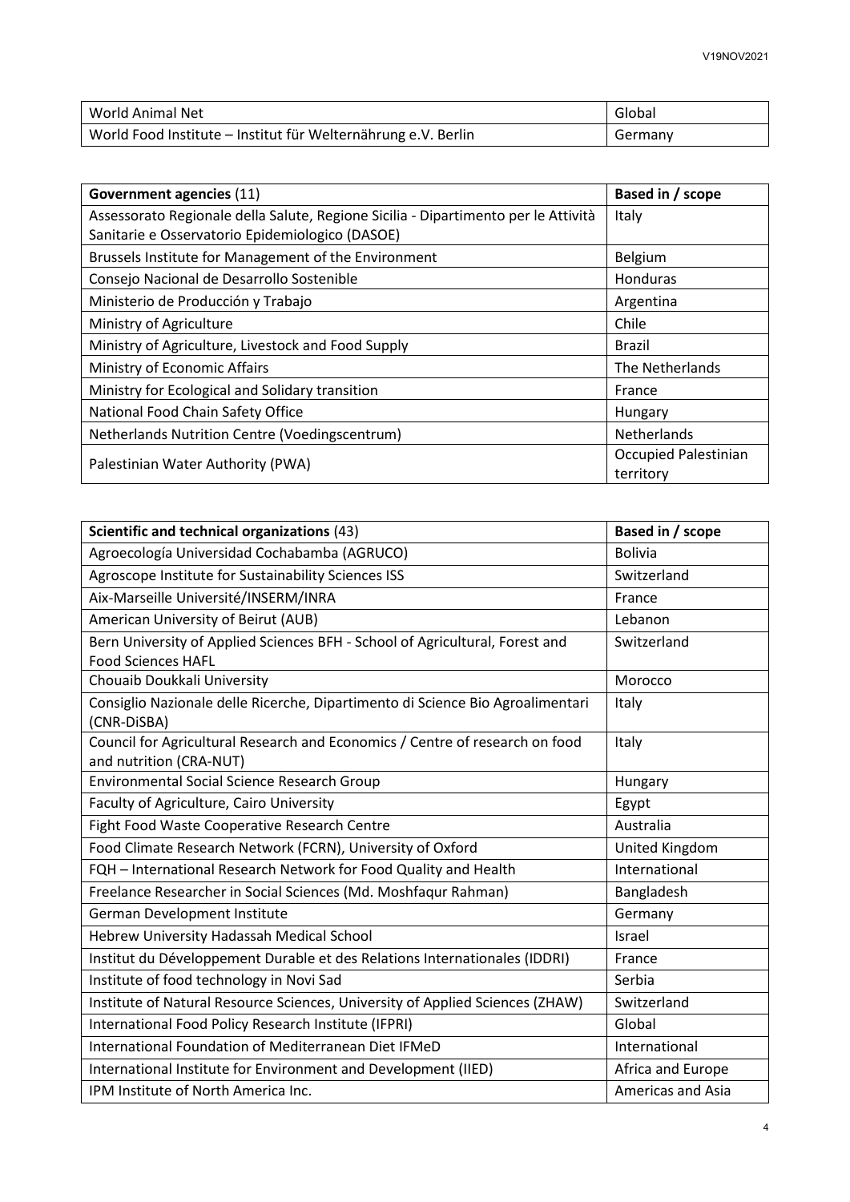| World Animal Net | Global |
|---|---|
| World Food Institute – Institut für Welternährung e.V. Berlin | Germany |

| **Government agencies** (11) | **Based in / scope** |
|---|---|
| Assessorato Regionale della Salute, Regione Sicilia - Dipartimento per le Attività Sanitarie e Osservatorio Epidemiologico (DASOE) | Italy |
| Brussels Institute for Management of the Environment | Belgium |
| Consejo Nacional de Desarrollo Sostenible | Honduras |
| Ministerio de Producción y Trabajo | Argentina |
| Ministry of Agriculture | Chile |
| Ministry of Agriculture, Livestock and Food Supply | Brazil |
| Ministry of Economic Affairs | The Netherlands |
| Ministry for Ecological and Solidary transition | France |
| National Food Chain Safety Office | Hungary |
| Netherlands Nutrition Centre (Voedingscentrum) | Netherlands |
| Palestinian Water Authority (PWA) | Occupied Palestinian territory |

| **Scientific and technical organizations** (43) | **Based in / scope** |
|---|---|
| Agroecología Universidad Cochabamba (AGRUCO) | Bolivia |
| Agroscope Institute for Sustainability Sciences ISS | Switzerland |
| Aix-Marseille Université/INSERM/INRA | France |
| American University of Beirut (AUB) | Lebanon |
| Bern University of Applied Sciences BFH - School of Agricultural, Forest and Food Sciences HAFL | Switzerland |
| Chouaib Doukkali University | Morocco |
| Consiglio Nazionale delle Ricerche, Dipartimento di Science Bio Agroalimentari (CNR-DiSBA) | Italy |
| Council for Agricultural Research and Economics / Centre of research on food and nutrition (CRA-NUT) | Italy |
| Environmental Social Science Research Group | Hungary |
| Faculty of Agriculture, Cairo University | Egypt |
| Fight Food Waste Cooperative Research Centre | Australia |
| Food Climate Research Network (FCRN), University of Oxford | United Kingdom |
| FQH – International Research Network for Food Quality and Health | International |
| Freelance Researcher in Social Sciences (Md. Moshfaqur Rahman) | Bangladesh |
| German Development Institute | Germany |
| Hebrew University Hadassah Medical School | Israel |
| Institut du Développement Durable et des Relations Internationales (IDDRI) | France |
| Institute of food technology in Novi Sad | Serbia |
| Institute of Natural Resource Sciences, University of Applied Sciences (ZHAW) | Switzerland |
| International Food Policy Research Institute (IFPRI) | Global |
| International Foundation of Mediterranean Diet IFMeD | International |
| International Institute for Environment and Development (IIED) | Africa and Europe |
| IPM Institute of North America Inc. | Americas and Asia |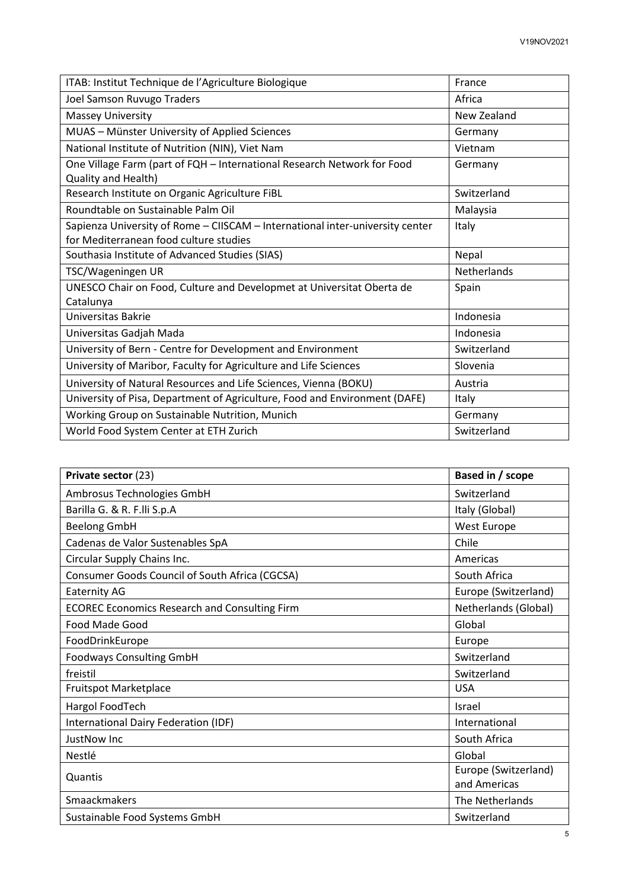| | |
|---|---|
| ITAB: Institut Technique de l'Agriculture Biologique | France |
| Joel Samson Ruvugo Traders | Africa |
| Massey University | New Zealand |
| MUAS – Münster University of Applied Sciences | Germany |
| National Institute of Nutrition (NIN), Viet Nam | Vietnam |
| One Village Farm (part of FQH – International Research Network for Food Quality and Health) | Germany |
| Research Institute on Organic Agriculture FiBL | Switzerland |
| Roundtable on Sustainable Palm Oil | Malaysia |
| Sapienza University of Rome – CIISCAM – International inter-university center for Mediterranean food culture studies | Italy |
| Southasia Institute of Advanced Studies (SIAS) | Nepal |
| TSC/Wageningen UR | Netherlands |
| UNESCO Chair on Food, Culture and Developmet at Universitat Oberta de Catalunya | Spain |
| Universitas Bakrie | Indonesia |
| Universitas Gadjah Mada | Indonesia |
| University of Bern - Centre for Development and Environment | Switzerland |
| University of Maribor, Faculty for Agriculture and Life Sciences | Slovenia |
| University of Natural Resources and Life Sciences, Vienna (BOKU) | Austria |
| University of Pisa, Department of Agriculture, Food and Environment (DAFE) | Italy |
| Working Group on Sustainable Nutrition, Munich | Germany |
| World Food System Center at ETH Zurich | Switzerland |

| **Private sector** (23) | **Based in / scope** |
|---|---|
| Ambrosus Technologies GmbH | Switzerland |
| Barilla G. & R. F.lli S.p.A | Italy (Global) |
| Beelong GmbH | West Europe |
| Cadenas de Valor Sustenables SpA | Chile |
| Circular Supply Chains Inc. | Americas |
| Consumer Goods Council of South Africa (CGCSA) | South Africa |
| Eaternity AG | Europe (Switzerland) |
| ECOREC Economics Research and Consulting Firm | Netherlands (Global) |
| Food Made Good | Global |
| FoodDrinkEurope | Europe |
| Foodways Consulting GmbH | Switzerland |
| freistil | Switzerland |
| Fruitspot Marketplace | USA |
| Hargol FoodTech | Israel |
| International Dairy Federation (IDF) | International |
| JustNow Inc | South Africa |
| Nestlé | Global |
| Quantis | Europe (Switzerland) and Americas |
| Smaackmakers | The Netherlands |
| Sustainable Food Systems GmbH | Switzerland |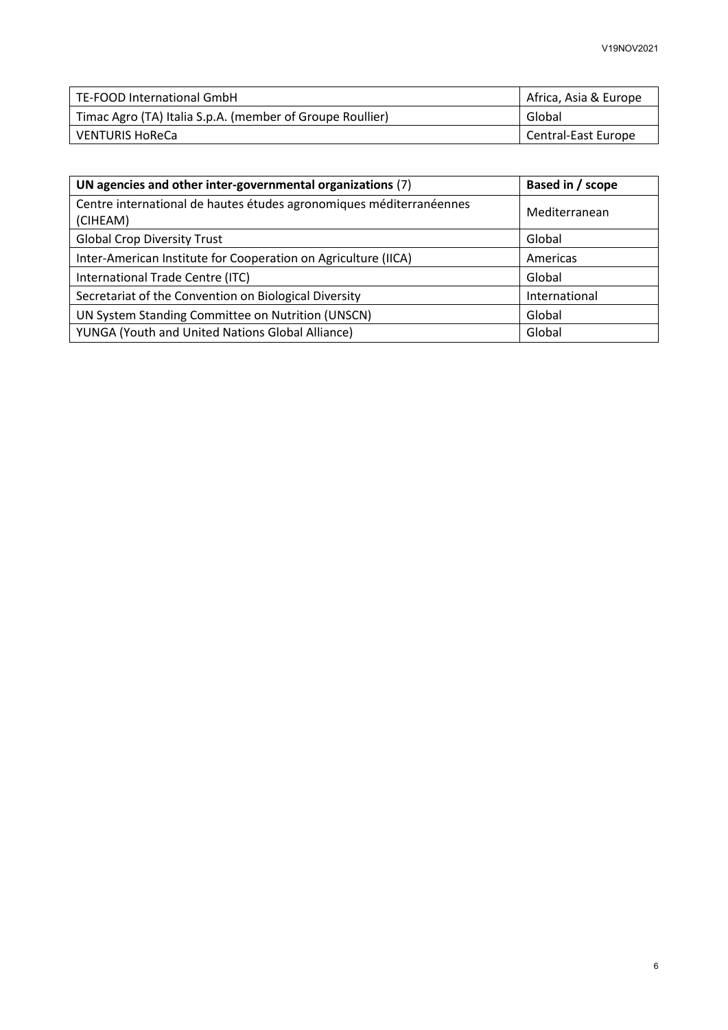| | |
|---|---|
| TE-FOOD International GmbH | Africa, Asia & Europe |
| Timac Agro (TA) Italia S.p.A. (member of Groupe Roullier) | Global |
| VENTURIS HoReCa | Central-East Europe |

| **UN agencies and other inter-governmental organizations** (7) | **Based in / scope** |
|---|---|
| Centre international de hautes études agronomiques méditerranéennes (CIHEAM) | Mediterranean |
| Global Crop Diversity Trust | Global |
| Inter-American Institute for Cooperation on Agriculture (IICA) | Americas |
| International Trade Centre (ITC) | Global |
| Secretariat of the Convention on Biological Diversity | International |
| UN System Standing Committee on Nutrition (UNSCN) | Global |
| YUNGA (Youth and United Nations Global Alliance) | Global |